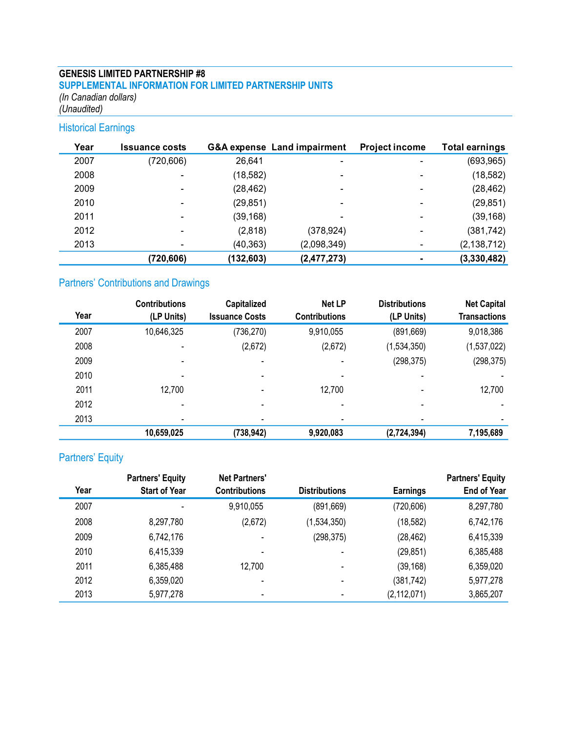**GENESIS LIMITED PARTNERSHIP #8**

**SUPPLEMENTAL INFORMATION FOR LIMITED PARTNERSHIP UNITS**

*(In Canadian dollars)*

*(Unaudited)*

## Historical Earnings

| Year | Issuance costs | G&A expense | Land impairment | Project income | Total earnings |
|---|---|---|---|---|---|
| 2007 | (720,606) | 26,641 | - | - | (693,965) |
| 2008 | - | (18,582) | - | - | (18,582) |
| 2009 | - | (28,462) | - | - | (28,462) |
| 2010 | - | (29,851) | - | - | (29,851) |
| 2011 | - | (39,168) | - | - | (39,168) |
| 2012 | - | (2,818) | (378,924) | - | (381,742) |
| 2013 | - | (40,363) | (2,098,349) | - | (2,138,712) |
| | **(720,606)** | **(132,603)** | **(2,477,273)** | **-** | **(3,330,482)** |

## Partners' Contributions and Drawings

| Year | Contributions (LP Units) | Capitalized Issuance Costs | Net LP Contributions | Distributions (LP Units) | Net Capital Transactions |
|---|---|---|---|---|---|
| 2007 | 10,646,325 | (736,270) | 9,910,055 | (891,669) | 9,018,386 |
| 2008 | - | (2,672) | (2,672) | (1,534,350) | (1,537,022) |
| 2009 | - | - | - | (298,375) | (298,375) |
| 2010 | - | - | - | - | - |
| 2011 | 12,700 | - | 12,700 | - | 12,700 |
| 2012 | - | - | - | - | - |
| 2013 | - | - | - | - | - |
| | **10,659,025** | **(738,942)** | **9,920,083** | **(2,724,394)** | **7,195,689** |

## Partners' Equity

| Year | Partners' Equity Start of Year | Net Partners' Contributions | Distributions | Earnings | Partners' Equity End of Year |
|---|---|---|---|---|---|
| 2007 | - | 9,910,055 | (891,669) | (720,606) | 8,297,780 |
| 2008 | 8,297,780 | (2,672) | (1,534,350) | (18,582) | 6,742,176 |
| 2009 | 6,742,176 | - | (298,375) | (28,462) | 6,415,339 |
| 2010 | 6,415,339 | - | - | (29,851) | 6,385,488 |
| 2011 | 6,385,488 | 12,700 | - | (39,168) | 6,359,020 |
| 2012 | 6,359,020 | - | - | (381,742) | 5,977,278 |
| 2013 | 5,977,278 | - | - | (2,112,071) | 3,865,207 |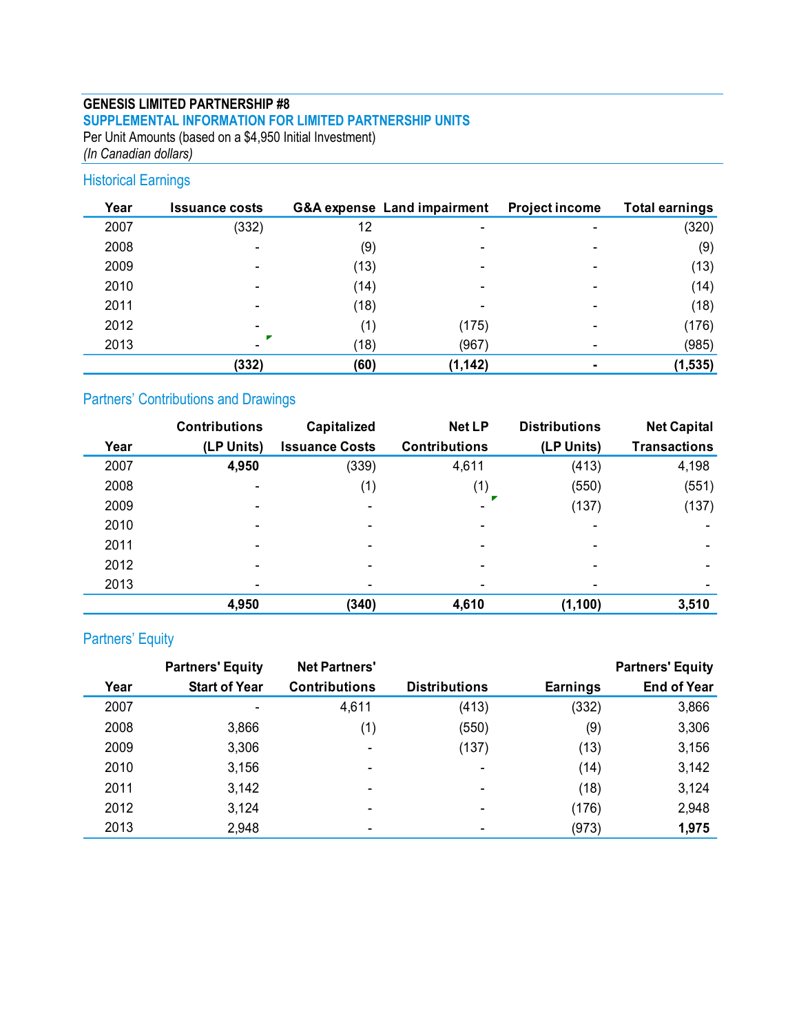**GENESIS LIMITED PARTNERSHIP #8**

**SUPPLEMENTAL INFORMATION FOR LIMITED PARTNERSHIP UNITS**

Per Unit Amounts (based on a $4,950 Initial Investment)

*(In Canadian dollars)*

## Historical Earnings

| Year | Issuance costs | G&A expense | Land impairment | Project income | Total earnings |
|---|---|---|---|---|---|
| 2007 | (332) | 12 | - | - | (320) |
| 2008 | - | (9) | - | - | (9) |
| 2009 | - | (13) | - | - | (13) |
| 2010 | - | (14) | - | - | (14) |
| 2011 | - | (18) | - | - | (18) |
| 2012 | - | (1) | (175) | - | (176) |
| 2013 | - | (18) | (967) | - | (985) |
| | **(332)** | **(60)** | **(1,142)** | **-** | **(1,535)** |

## Partners' Contributions and Drawings

| Year | Contributions (LP Units) | Capitalized Issuance Costs | Net LP Contributions | Distributions (LP Units) | Net Capital Transactions |
|---|---|---|---|---|---|
| 2007 | **4,950** | (339) | 4,611 | (413) | 4,198 |
| 2008 | - | (1) | (1) | (550) | (551) |
| 2009 | - | - | - | (137) | (137) |
| 2010 | - | - | - | - | - |
| 2011 | - | - | - | - | - |
| 2012 | - | - | - | - | - |
| 2013 | - | - | - | - | - |
| | **4,950** | **(340)** | **4,610** | **(1,100)** | **3,510** |

## Partners' Equity

| Year | Partners' Equity Start of Year | Net Partners' Contributions | Distributions | Earnings | Partners' Equity End of Year |
|---|---|---|---|---|---|
| 2007 | - | 4,611 | (413) | (332) | 3,866 |
| 2008 | 3,866 | (1) | (550) | (9) | 3,306 |
| 2009 | 3,306 | - | (137) | (13) | 3,156 |
| 2010 | 3,156 | - | - | (14) | 3,142 |
| 2011 | 3,142 | - | - | (18) | 3,124 |
| 2012 | 3,124 | - | - | (176) | 2,948 |
| 2013 | 2,948 | - | - | (973) | **1,975** |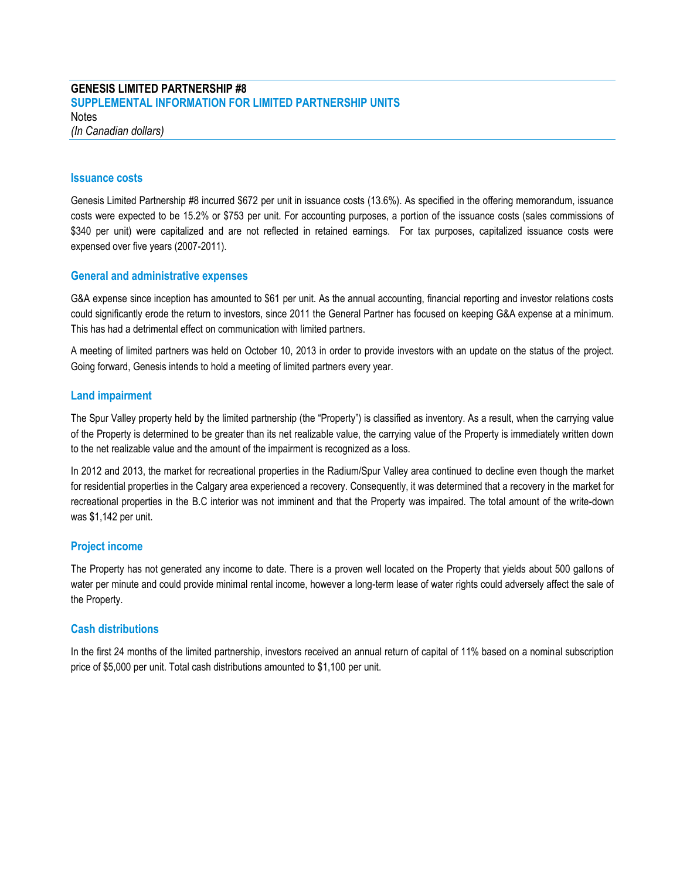**GENESIS LIMITED PARTNERSHIP #8**

**SUPPLEMENTAL INFORMATION FOR LIMITED PARTNERSHIP UNITS**

Notes

*(In Canadian dollars)*

## Issuance costs

Genesis Limited Partnership #8 incurred $672 per unit in issuance costs (13.6%). As specified in the offering memorandum, issuance costs were expected to be 15.2% or $753 per unit. For accounting purposes, a portion of the issuance costs (sales commissions of $340 per unit) were capitalized and are not reflected in retained earnings. For tax purposes, capitalized issuance costs were expensed over five years (2007-2011).

## General and administrative expenses

G&A expense since inception has amounted to $61 per unit. As the annual accounting, financial reporting and investor relations costs could significantly erode the return to investors, since 2011 the General Partner has focused on keeping G&A expense at a minimum. This has had a detrimental effect on communication with limited partners.

A meeting of limited partners was held on October 10, 2013 in order to provide investors with an update on the status of the project. Going forward, Genesis intends to hold a meeting of limited partners every year.

## Land impairment

The Spur Valley property held by the limited partnership (the "Property") is classified as inventory. As a result, when the carrying value of the Property is determined to be greater than its net realizable value, the carrying value of the Property is immediately written down to the net realizable value and the amount of the impairment is recognized as a loss.

In 2012 and 2013, the market for recreational properties in the Radium/Spur Valley area continued to decline even though the market for residential properties in the Calgary area experienced a recovery. Consequently, it was determined that a recovery in the market for recreational properties in the B.C interior was not imminent and that the Property was impaired. The total amount of the write-down was $1,142 per unit.

## Project income

The Property has not generated any income to date. There is a proven well located on the Property that yields about 500 gallons of water per minute and could provide minimal rental income, however a long-term lease of water rights could adversely affect the sale of the Property.

## Cash distributions

In the first 24 months of the limited partnership, investors received an annual return of capital of 11% based on a nominal subscription price of $5,000 per unit. Total cash distributions amounted to $1,100 per unit.